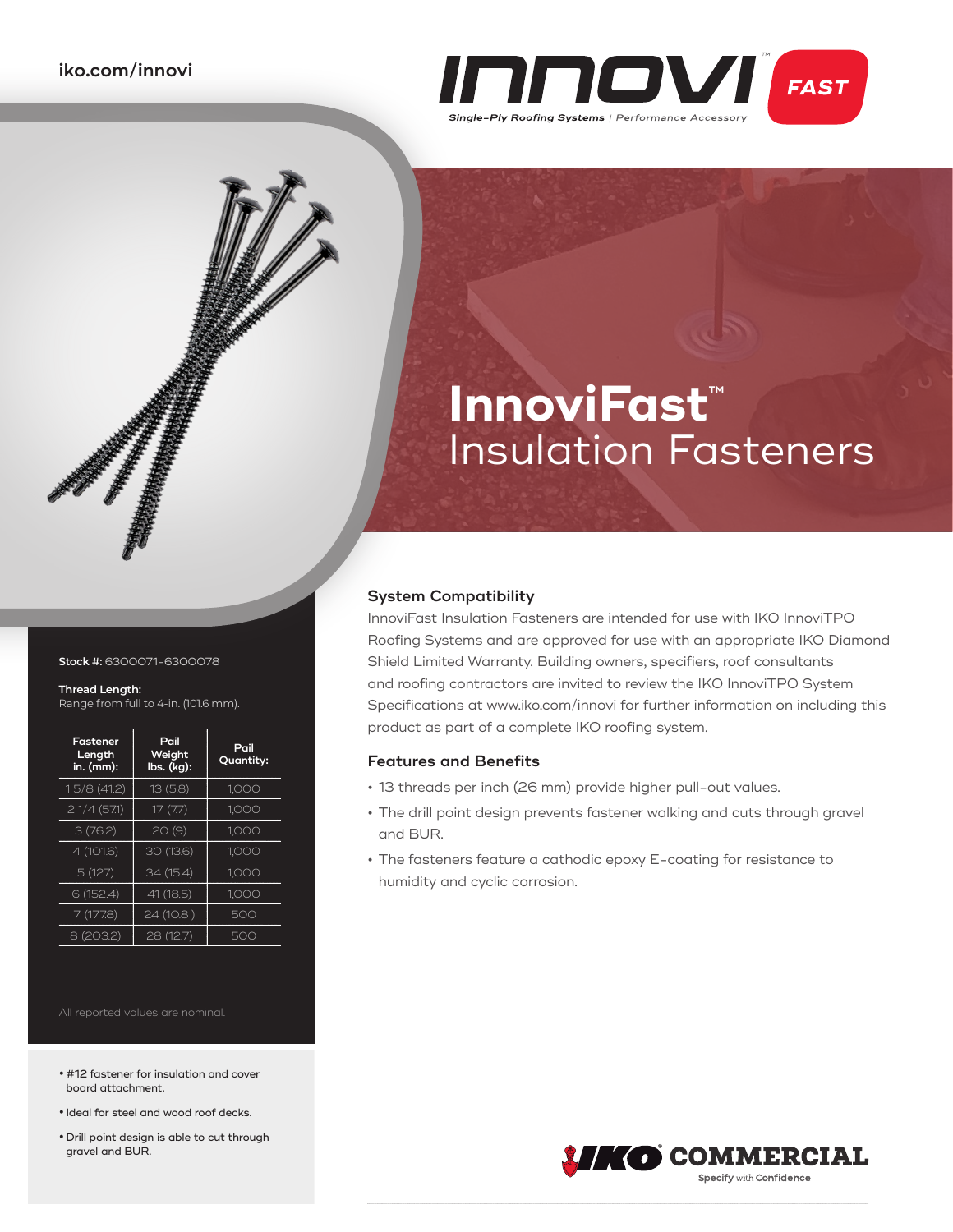iko.com/innovi

INNOVI™ FAST

Single-Ply Roofing Systems | Performance Accessory

# InnoviFast™ Insulation Fasteners

**Stock #:** 6300071-6300078

**Thread Length:**
Range from full to 4-in. (101.6 mm).

| Fastener Length in. (mm): | Pail Weight lbs. (kg): | Pail Quantity: |
|---|---|---|
| 1 5/8 (41.2) | 13 (5.8) | 1,000 |
| 2 1/4 (57.1) | 17 (7.7) | 1,000 |
| 3 (76.2) | 20 (9) | 1,000 |
| 4 (101.6) | 30 (13.6) | 1,000 |
| 5 (127) | 34 (15.4) | 1,000 |
| 6 (152.4) | 41 (18.5) | 1,000 |
| 7 (177.8) | 24 (10.8 ) | 500 |
| 8 (203.2) | 28 (12.7) | 500 |

All reported values are nominal.

- #12 fastener for insulation and cover board attachment.
- Ideal for steel and wood roof decks.
- Drill point design is able to cut through gravel and BUR.

## System Compatibility

InnoviFast Insulation Fasteners are intended for use with IKO InnoviTPO Roofing Systems and are approved for use with an appropriate IKO Diamond Shield Limited Warranty. Building owners, specifiers, roof consultants and roofing contractors are invited to review the IKO InnoviTPO System Specifications at www.iko.com/innovi for further information on including this product as part of a complete IKO roofing system.

## Features and Benefits

- 13 threads per inch (26 mm) provide higher pull-out values.
- The drill point design prevents fastener walking and cuts through gravel and BUR.
- The fasteners feature a cathodic epoxy E-coating for resistance to humidity and cyclic corrosion.

IKO® COMMERCIAL
Specify with Confidence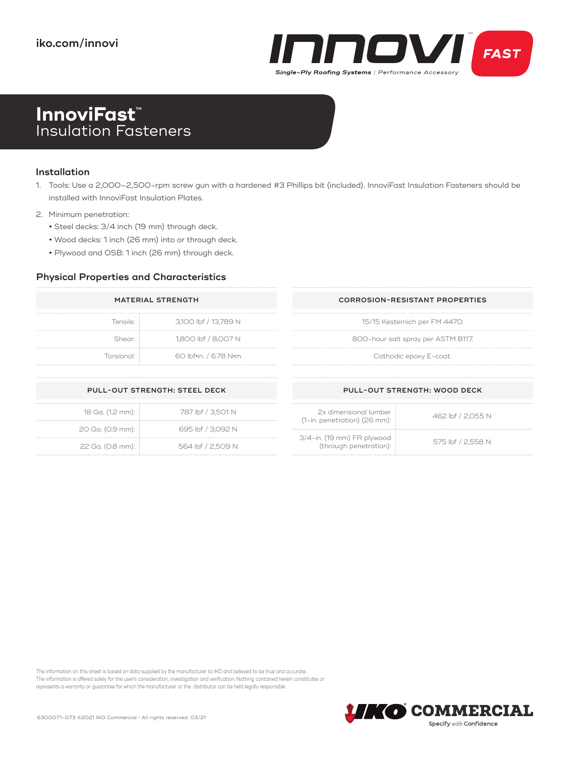iko.com/innovi

# InnoviFast™ Insulation Fasteners

### Installation

1. Tools: Use a 2,000–2,500-rpm screw gun with a hardened #3 Phillips bit (included). InnoviFast Insulation Fasteners should be installed with InnoviFast Insulation Plates.
2. Minimum penetration:
   - Steel decks: 3/4 inch (19 mm) through deck.
   - Wood decks: 1 inch (26 mm) into or through deck.
   - Plywood and OSB: 1 inch (26 mm) through deck.

### Physical Properties and Characteristics

| MATERIAL STRENGTH | |
|---|---|
| Tensile: | 3,100 lbf / 13,789 N |
| Shear: | 1,800 lbf / 8,007 N |
| Torsional: | 60 lbf•in. / 6.78 N•m |

| CORROSION-RESISTANT PROPERTIES |
|---|
| 15/15 Kesternich per FM 4470. |
| 800-hour salt spray per ASTM B117. |
| Cathodic epoxy E-coat. |

| PULL-OUT STRENGTH: STEEL DECK | |
|---|---|
| 18 Ga. (1.2 mm): | 787 lbf / 3,501 N |
| 20 Ga. (0.9 mm): | 695 lbf / 3,092 N |
| 22 Ga. (0.8 mm): | 564 lbf / 2,509 N |

| PULL-OUT STRENGTH: WOOD DECK | |
|---|---|
| 2x dimensional lumber (1-in. penetration) (26 mm): | 462 lbf / 2,055 N |
| 3/4-in. (19 mm) FR plywood (through penetration): | 575 lbf / 2,558 N |

The information on this sheet is based on data supplied by the manufacturer to IKO and believed to be true and accurate. The information is offered solely for the user's consideration, investigation and verification. Nothing contained herein constitutes or represents a warranty or guarantee for which the manufacturer or the distributor can be held legally responsible.

6300071-073 ©2021 IKO Commercial • All rights reserved. 03/21